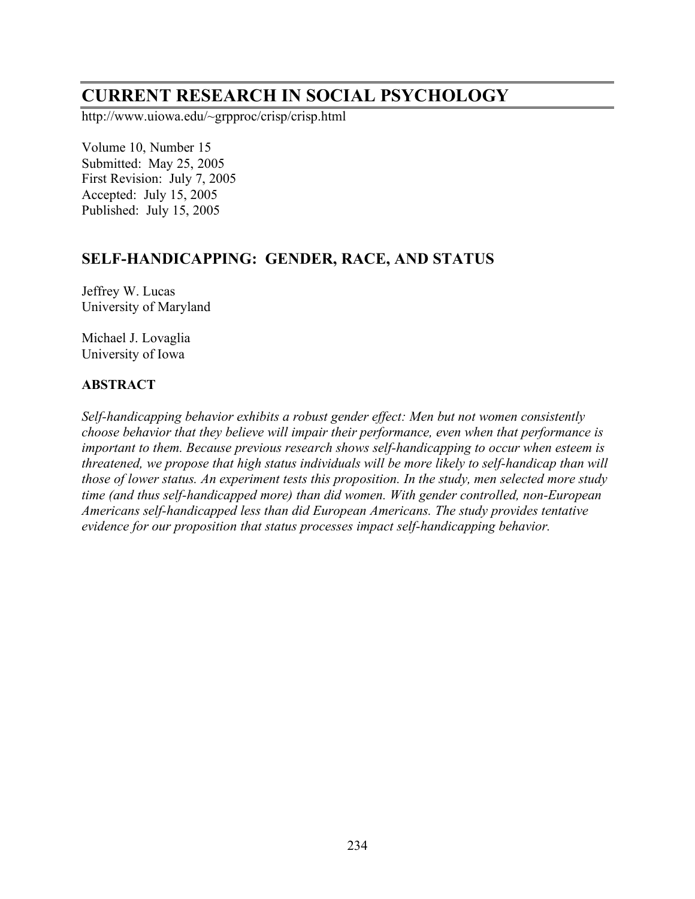# CURRENT RESEARCH IN SOCIAL PSYCHOLOGY

http://www.uiowa.edu/~grpproc/crisp/crisp.html

Volume 10, Number 15
Submitted: May 25, 2005
First Revision: July 7, 2005
Accepted: July 15, 2005
Published: July 15, 2005

## SELF-HANDICAPPING: GENDER, RACE, AND STATUS

Jeffrey W. Lucas
University of Maryland

Michael J. Lovaglia
University of Iowa

### ABSTRACT

*Self-handicapping behavior exhibits a robust gender effect: Men but not women consistently choose behavior that they believe will impair their performance, even when that performance is important to them. Because previous research shows self-handicapping to occur when esteem is threatened, we propose that high status individuals will be more likely to self-handicap than will those of lower status. An experiment tests this proposition. In the study, men selected more study time (and thus self-handicapped more) than did women. With gender controlled, non-European Americans self-handicapped less than did European Americans. The study provides tentative evidence for our proposition that status processes impact self-handicapping behavior.*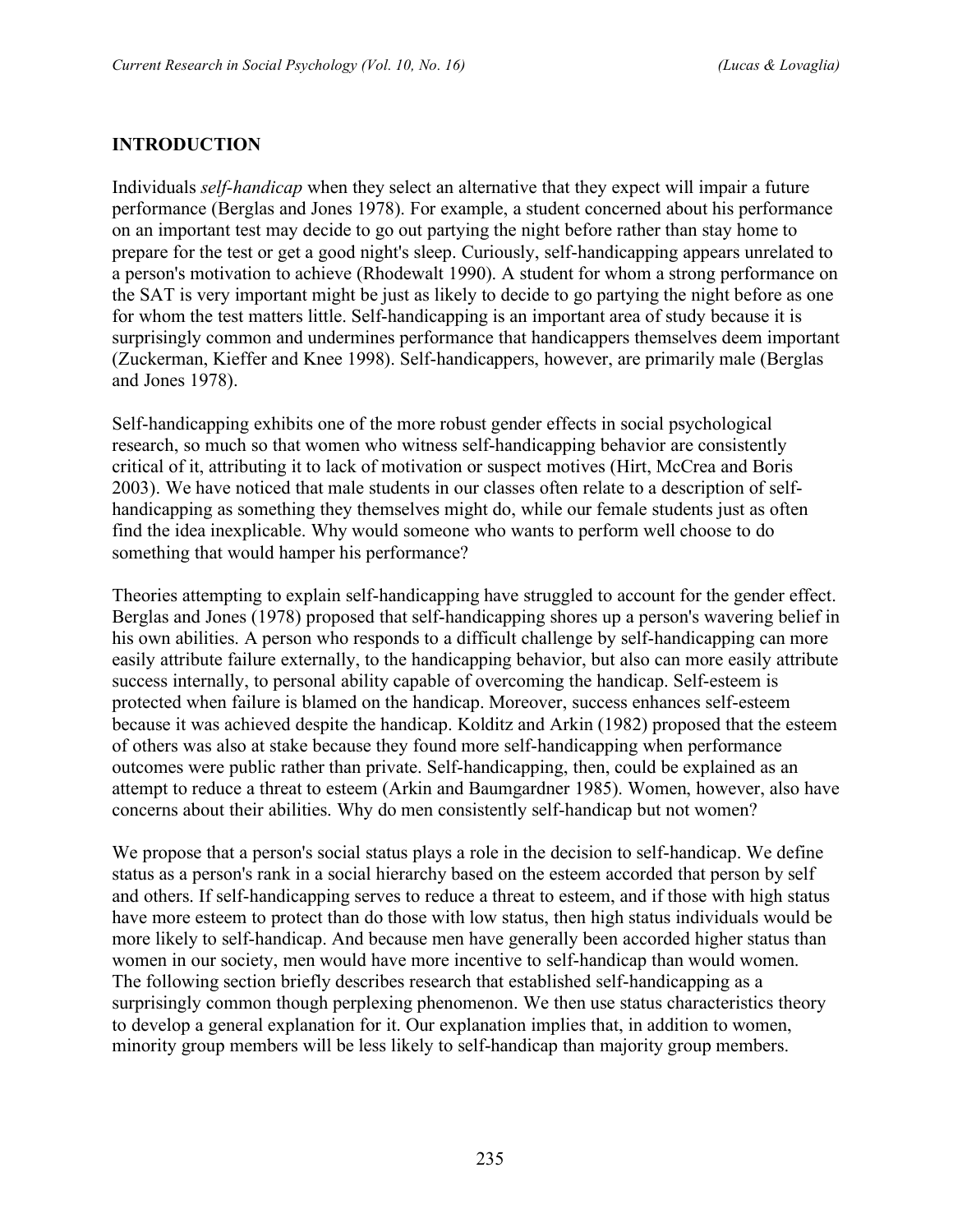## INTRODUCTION

Individuals *self-handicap* when they select an alternative that they expect will impair a future performance (Berglas and Jones 1978). For example, a student concerned about his performance on an important test may decide to go out partying the night before rather than stay home to prepare for the test or get a good night's sleep. Curiously, self-handicapping appears unrelated to a person's motivation to achieve (Rhodewalt 1990). A student for whom a strong performance on the SAT is very important might be just as likely to decide to go partying the night before as one for whom the test matters little. Self-handicapping is an important area of study because it is surprisingly common and undermines performance that handicappers themselves deem important (Zuckerman, Kieffer and Knee 1998). Self-handicappers, however, are primarily male (Berglas and Jones 1978).

Self-handicapping exhibits one of the more robust gender effects in social psychological research, so much so that women who witness self-handicapping behavior are consistently critical of it, attributing it to lack of motivation or suspect motives (Hirt, McCrea and Boris 2003). We have noticed that male students in our classes often relate to a description of self-handicapping as something they themselves might do, while our female students just as often find the idea inexplicable. Why would someone who wants to perform well choose to do something that would hamper his performance?

Theories attempting to explain self-handicapping have struggled to account for the gender effect. Berglas and Jones (1978) proposed that self-handicapping shores up a person's wavering belief in his own abilities. A person who responds to a difficult challenge by self-handicapping can more easily attribute failure externally, to the handicapping behavior, but also can more easily attribute success internally, to personal ability capable of overcoming the handicap. Self-esteem is protected when failure is blamed on the handicap. Moreover, success enhances self-esteem because it was achieved despite the handicap. Kolditz and Arkin (1982) proposed that the esteem of others was also at stake because they found more self-handicapping when performance outcomes were public rather than private. Self-handicapping, then, could be explained as an attempt to reduce a threat to esteem (Arkin and Baumgardner 1985). Women, however, also have concerns about their abilities. Why do men consistently self-handicap but not women?

We propose that a person's social status plays a role in the decision to self-handicap. We define status as a person's rank in a social hierarchy based on the esteem accorded that person by self and others. If self-handicapping serves to reduce a threat to esteem, and if those with high status have more esteem to protect than do those with low status, then high status individuals would be more likely to self-handicap. And because men have generally been accorded higher status than women in our society, men would have more incentive to self-handicap than would women. The following section briefly describes research that established self-handicapping as a surprisingly common though perplexing phenomenon. We then use status characteristics theory to develop a general explanation for it. Our explanation implies that, in addition to women, minority group members will be less likely to self-handicap than majority group members.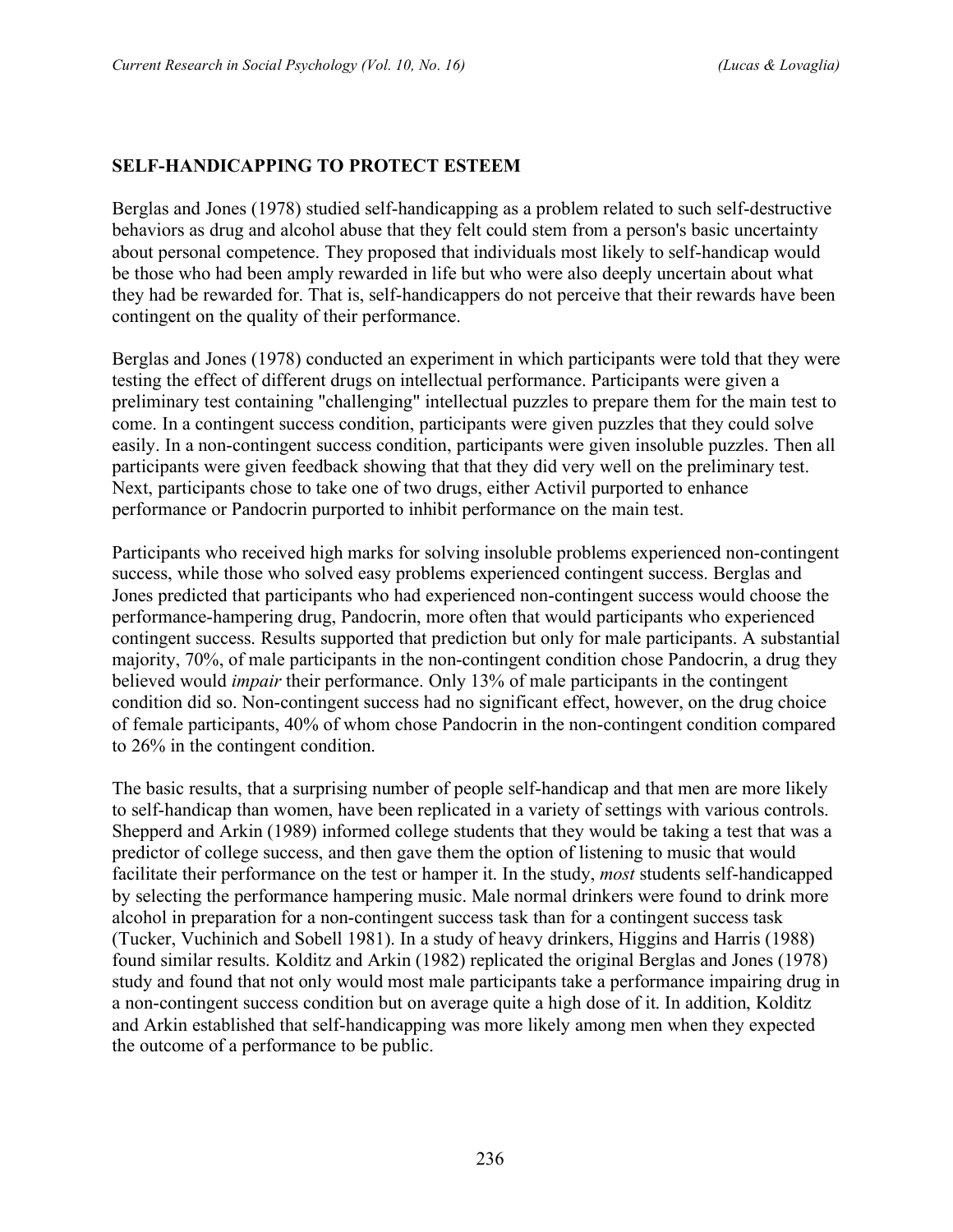## SELF-HANDICAPPING TO PROTECT ESTEEM

Berglas and Jones (1978) studied self-handicapping as a problem related to such self-destructive behaviors as drug and alcohol abuse that they felt could stem from a person's basic uncertainty about personal competence. They proposed that individuals most likely to self-handicap would be those who had been amply rewarded in life but who were also deeply uncertain about what they had be rewarded for. That is, self-handicappers do not perceive that their rewards have been contingent on the quality of their performance.

Berglas and Jones (1978) conducted an experiment in which participants were told that they were testing the effect of different drugs on intellectual performance. Participants were given a preliminary test containing "challenging" intellectual puzzles to prepare them for the main test to come. In a contingent success condition, participants were given puzzles that they could solve easily. In a non-contingent success condition, participants were given insoluble puzzles. Then all participants were given feedback showing that that they did very well on the preliminary test. Next, participants chose to take one of two drugs, either Activil purported to enhance performance or Pandocrin purported to inhibit performance on the main test.

Participants who received high marks for solving insoluble problems experienced non-contingent success, while those who solved easy problems experienced contingent success. Berglas and Jones predicted that participants who had experienced non-contingent success would choose the performance-hampering drug, Pandocrin, more often that would participants who experienced contingent success. Results supported that prediction but only for male participants. A substantial majority, 70%, of male participants in the non-contingent condition chose Pandocrin, a drug they believed would *impair* their performance. Only 13% of male participants in the contingent condition did so. Non-contingent success had no significant effect, however, on the drug choice of female participants, 40% of whom chose Pandocrin in the non-contingent condition compared to 26% in the contingent condition.

The basic results, that a surprising number of people self-handicap and that men are more likely to self-handicap than women, have been replicated in a variety of settings with various controls. Shepperd and Arkin (1989) informed college students that they would be taking a test that was a predictor of college success, and then gave them the option of listening to music that would facilitate their performance on the test or hamper it. In the study, *most* students self-handicapped by selecting the performance hampering music. Male normal drinkers were found to drink more alcohol in preparation for a non-contingent success task than for a contingent success task (Tucker, Vuchinich and Sobell 1981). In a study of heavy drinkers, Higgins and Harris (1988) found similar results. Kolditz and Arkin (1982) replicated the original Berglas and Jones (1978) study and found that not only would most male participants take a performance impairing drug in a non-contingent success condition but on average quite a high dose of it. In addition, Kolditz and Arkin established that self-handicapping was more likely among men when they expected the outcome of a performance to be public.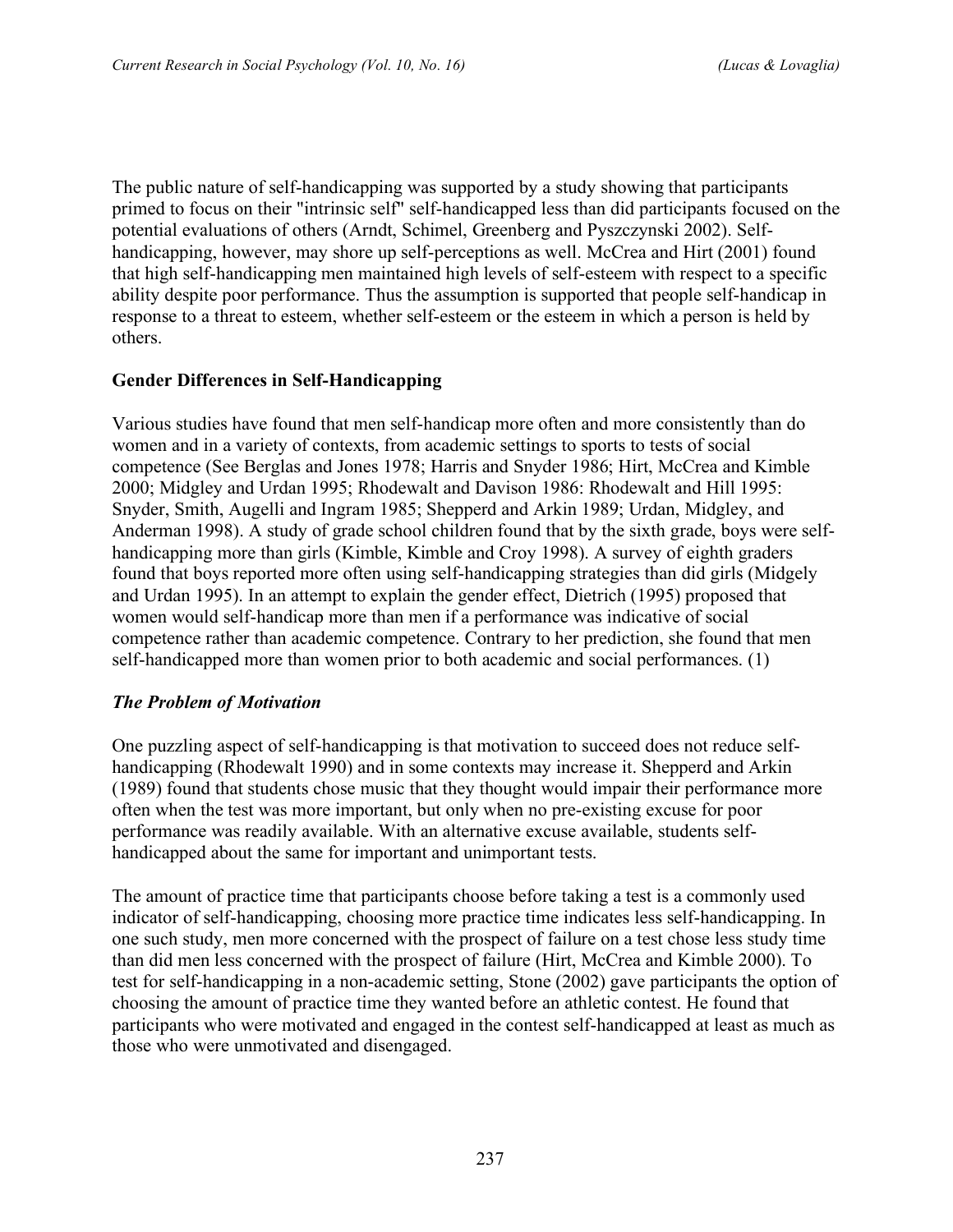The public nature of self-handicapping was supported by a study showing that participants primed to focus on their "intrinsic self" self-handicapped less than did participants focused on the potential evaluations of others (Arndt, Schimel, Greenberg and Pyszczynski 2002). Self-handicapping, however, may shore up self-perceptions as well. McCrea and Hirt (2001) found that high self-handicapping men maintained high levels of self-esteem with respect to a specific ability despite poor performance. Thus the assumption is supported that people self-handicap in response to a threat to esteem, whether self-esteem or the esteem in which a person is held by others.

## Gender Differences in Self-Handicapping

Various studies have found that men self-handicap more often and more consistently than do women and in a variety of contexts, from academic settings to sports to tests of social competence (See Berglas and Jones 1978; Harris and Snyder 1986; Hirt, McCrea and Kimble 2000; Midgley and Urdan 1995; Rhodewalt and Davison 1986: Rhodewalt and Hill 1995: Snyder, Smith, Augelli and Ingram 1985; Shepperd and Arkin 1989; Urdan, Midgley, and Anderman 1998). A study of grade school children found that by the sixth grade, boys were self-handicapping more than girls (Kimble, Kimble and Croy 1998). A survey of eighth graders found that boys reported more often using self-handicapping strategies than did girls (Midgely and Urdan 1995). In an attempt to explain the gender effect, Dietrich (1995) proposed that women would self-handicap more than men if a performance was indicative of social competence rather than academic competence. Contrary to her prediction, she found that men self-handicapped more than women prior to both academic and social performances. (1)

### *The Problem of Motivation*

One puzzling aspect of self-handicapping is that motivation to succeed does not reduce self-handicapping (Rhodewalt 1990) and in some contexts may increase it. Shepperd and Arkin (1989) found that students chose music that they thought would impair their performance more often when the test was more important, but only when no pre-existing excuse for poor performance was readily available. With an alternative excuse available, students self-handicapped about the same for important and unimportant tests.

The amount of practice time that participants choose before taking a test is a commonly used indicator of self-handicapping, choosing more practice time indicates less self-handicapping. In one such study, men more concerned with the prospect of failure on a test chose less study time than did men less concerned with the prospect of failure (Hirt, McCrea and Kimble 2000). To test for self-handicapping in a non-academic setting, Stone (2002) gave participants the option of choosing the amount of practice time they wanted before an athletic contest. He found that participants who were motivated and engaged in the contest self-handicapped at least as much as those who were unmotivated and disengaged.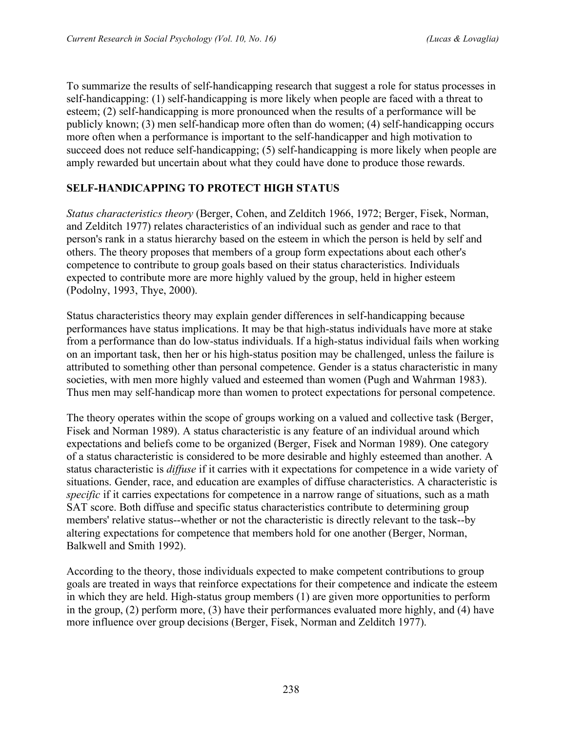To summarize the results of self-handicapping research that suggest a role for status processes in self-handicapping: (1) self-handicapping is more likely when people are faced with a threat to esteem; (2) self-handicapping is more pronounced when the results of a performance will be publicly known; (3) men self-handicap more often than do women; (4) self-handicapping occurs more often when a performance is important to the self-handicapper and high motivation to succeed does not reduce self-handicapping; (5) self-handicapping is more likely when people are amply rewarded but uncertain about what they could have done to produce those rewards.

## SELF-HANDICAPPING TO PROTECT HIGH STATUS

*Status characteristics theory* (Berger, Cohen, and Zelditch 1966, 1972; Berger, Fisek, Norman, and Zelditch 1977) relates characteristics of an individual such as gender and race to that person's rank in a status hierarchy based on the esteem in which the person is held by self and others. The theory proposes that members of a group form expectations about each other's competence to contribute to group goals based on their status characteristics. Individuals expected to contribute more are more highly valued by the group, held in higher esteem (Podolny, 1993, Thye, 2000).

Status characteristics theory may explain gender differences in self-handicapping because performances have status implications. It may be that high-status individuals have more at stake from a performance than do low-status individuals. If a high-status individual fails when working on an important task, then her or his high-status position may be challenged, unless the failure is attributed to something other than personal competence. Gender is a status characteristic in many societies, with men more highly valued and esteemed than women (Pugh and Wahrman 1983). Thus men may self-handicap more than women to protect expectations for personal competence.

The theory operates within the scope of groups working on a valued and collective task (Berger, Fisek and Norman 1989). A status characteristic is any feature of an individual around which expectations and beliefs come to be organized (Berger, Fisek and Norman 1989). One category of a status characteristic is considered to be more desirable and highly esteemed than another. A status characteristic is *diffuse* if it carries with it expectations for competence in a wide variety of situations. Gender, race, and education are examples of diffuse characteristics. A characteristic is *specific* if it carries expectations for competence in a narrow range of situations, such as a math SAT score. Both diffuse and specific status characteristics contribute to determining group members' relative status--whether or not the characteristic is directly relevant to the task--by altering expectations for competence that members hold for one another (Berger, Norman, Balkwell and Smith 1992).

According to the theory, those individuals expected to make competent contributions to group goals are treated in ways that reinforce expectations for their competence and indicate the esteem in which they are held. High-status group members (1) are given more opportunities to perform in the group, (2) perform more, (3) have their performances evaluated more highly, and (4) have more influence over group decisions (Berger, Fisek, Norman and Zelditch 1977).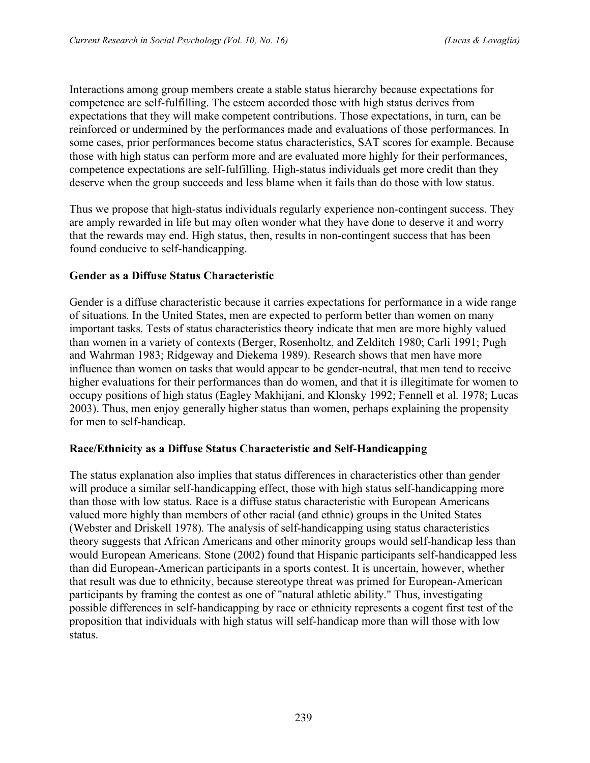Interactions among group members create a stable status hierarchy because expectations for competence are self-fulfilling. The esteem accorded those with high status derives from expectations that they will make competent contributions. Those expectations, in turn, can be reinforced or undermined by the performances made and evaluations of those performances. In some cases, prior performances become status characteristics, SAT scores for example. Because those with high status can perform more and are evaluated more highly for their performances, competence expectations are self-fulfilling. High-status individuals get more credit than they deserve when the group succeeds and less blame when it fails than do those with low status.

Thus we propose that high-status individuals regularly experience non-contingent success. They are amply rewarded in life but may often wonder what they have done to deserve it and worry that the rewards may end. High status, then, results in non-contingent success that has been found conducive to self-handicapping.

### Gender as a Diffuse Status Characteristic

Gender is a diffuse characteristic because it carries expectations for performance in a wide range of situations. In the United States, men are expected to perform better than women on many important tasks. Tests of status characteristics theory indicate that men are more highly valued than women in a variety of contexts (Berger, Rosenholtz, and Zelditch 1980; Carli 1991; Pugh and Wahrman 1983; Ridgeway and Diekema 1989). Research shows that men have more influence than women on tasks that would appear to be gender-neutral, that men tend to receive higher evaluations for their performances than do women, and that it is illegitimate for women to occupy positions of high status (Eagley Makhijani, and Klonsky 1992; Fennell et al. 1978; Lucas 2003). Thus, men enjoy generally higher status than women, perhaps explaining the propensity for men to self-handicap.

### Race/Ethnicity as a Diffuse Status Characteristic and Self-Handicapping

The status explanation also implies that status differences in characteristics other than gender will produce a similar self-handicapping effect, those with high status self-handicapping more than those with low status. Race is a diffuse status characteristic with European Americans valued more highly than members of other racial (and ethnic) groups in the United States (Webster and Driskell 1978). The analysis of self-handicapping using status characteristics theory suggests that African Americans and other minority groups would self-handicap less than would European Americans. Stone (2002) found that Hispanic participants self-handicapped less than did European-American participants in a sports contest. It is uncertain, however, whether that result was due to ethnicity, because stereotype threat was primed for European-American participants by framing the contest as one of "natural athletic ability." Thus, investigating possible differences in self-handicapping by race or ethnicity represents a cogent first test of the proposition that individuals with high status will self-handicap more than will those with low status.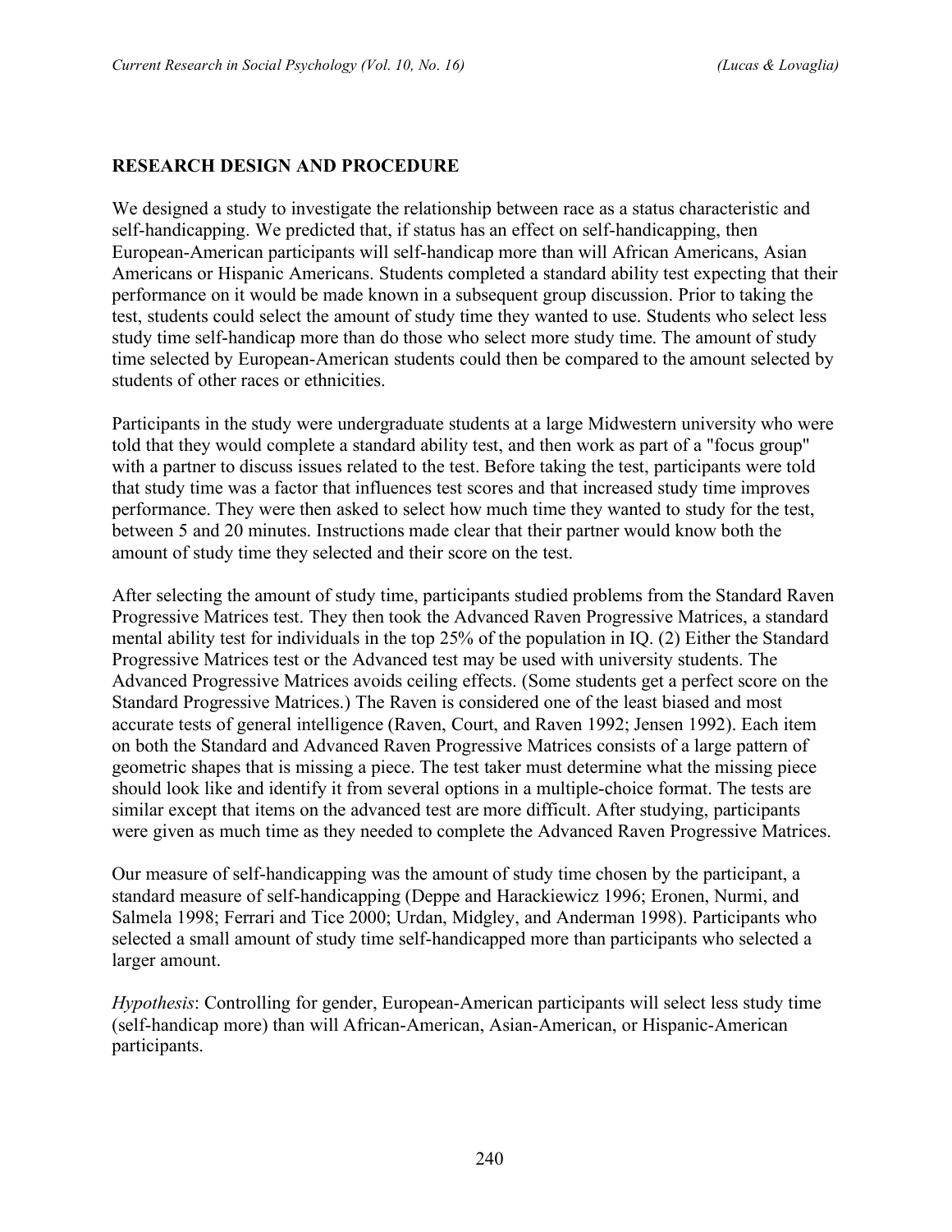## RESEARCH DESIGN AND PROCEDURE

We designed a study to investigate the relationship between race as a status characteristic and self-handicapping. We predicted that, if status has an effect on self-handicapping, then European-American participants will self-handicap more than will African Americans, Asian Americans or Hispanic Americans. Students completed a standard ability test expecting that their performance on it would be made known in a subsequent group discussion. Prior to taking the test, students could select the amount of study time they wanted to use. Students who select less study time self-handicap more than do those who select more study time. The amount of study time selected by European-American students could then be compared to the amount selected by students of other races or ethnicities.

Participants in the study were undergraduate students at a large Midwestern university who were told that they would complete a standard ability test, and then work as part of a "focus group" with a partner to discuss issues related to the test. Before taking the test, participants were told that study time was a factor that influences test scores and that increased study time improves performance. They were then asked to select how much time they wanted to study for the test, between 5 and 20 minutes. Instructions made clear that their partner would know both the amount of study time they selected and their score on the test.

After selecting the amount of study time, participants studied problems from the Standard Raven Progressive Matrices test. They then took the Advanced Raven Progressive Matrices, a standard mental ability test for individuals in the top 25% of the population in IQ. (2) Either the Standard Progressive Matrices test or the Advanced test may be used with university students. The Advanced Progressive Matrices avoids ceiling effects. (Some students get a perfect score on the Standard Progressive Matrices.) The Raven is considered one of the least biased and most accurate tests of general intelligence (Raven, Court, and Raven 1992; Jensen 1992). Each item on both the Standard and Advanced Raven Progressive Matrices consists of a large pattern of geometric shapes that is missing a piece. The test taker must determine what the missing piece should look like and identify it from several options in a multiple-choice format. The tests are similar except that items on the advanced test are more difficult. After studying, participants were given as much time as they needed to complete the Advanced Raven Progressive Matrices.

Our measure of self-handicapping was the amount of study time chosen by the participant, a standard measure of self-handicapping (Deppe and Harackiewicz 1996; Eronen, Nurmi, and Salmela 1998; Ferrari and Tice 2000; Urdan, Midgley, and Anderman 1998). Participants who selected a small amount of study time self-handicapped more than participants who selected a larger amount.

*Hypothesis*: Controlling for gender, European-American participants will select less study time (self-handicap more) than will African-American, Asian-American, or Hispanic-American participants.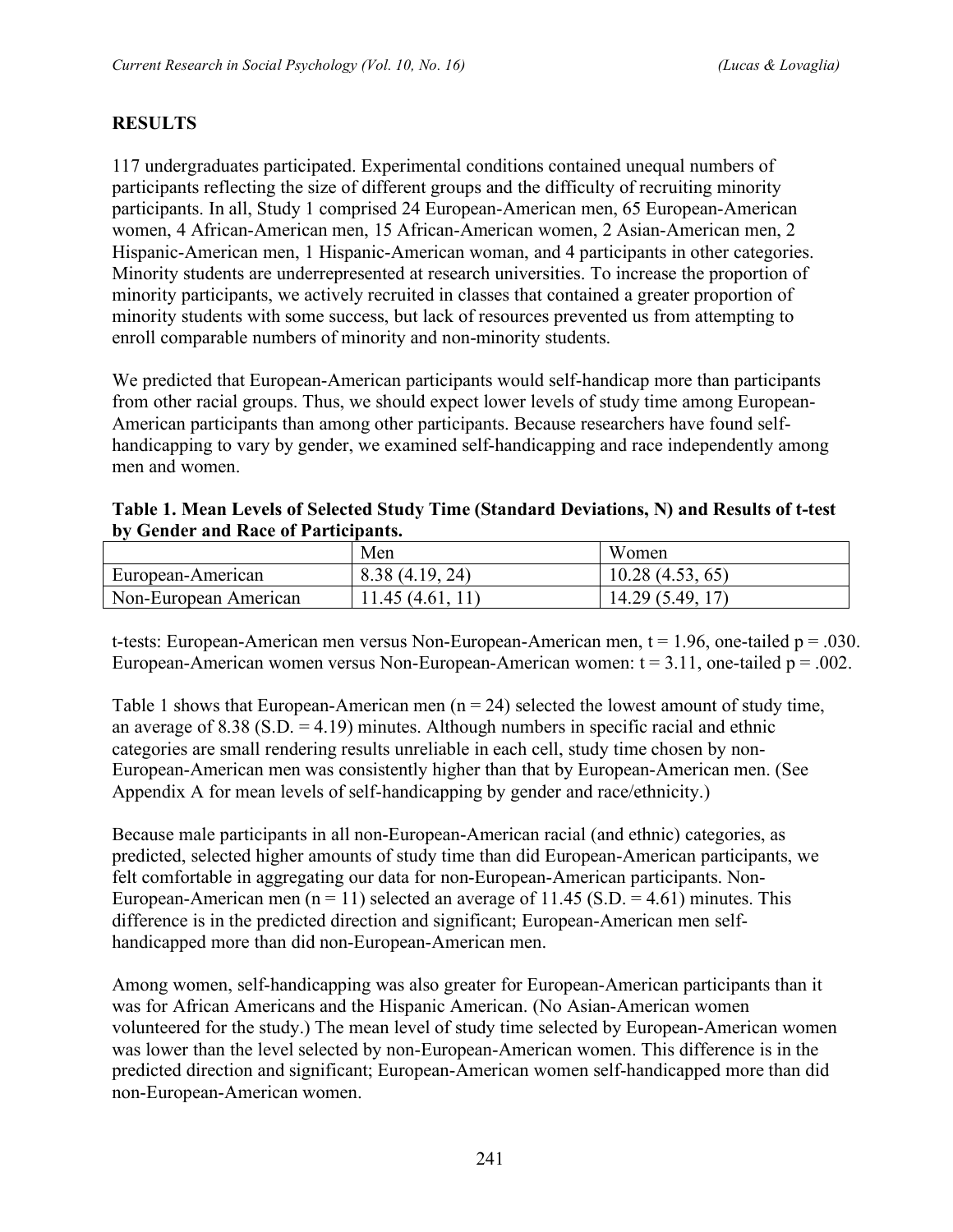## RESULTS

117 undergraduates participated. Experimental conditions contained unequal numbers of participants reflecting the size of different groups and the difficulty of recruiting minority participants. In all, Study 1 comprised 24 European-American men, 65 European-American women, 4 African-American men, 15 African-American women, 2 Asian-American men, 2 Hispanic-American men, 1 Hispanic-American woman, and 4 participants in other categories. Minority students are underrepresented at research universities. To increase the proportion of minority participants, we actively recruited in classes that contained a greater proportion of minority students with some success, but lack of resources prevented us from attempting to enroll comparable numbers of minority and non-minority students.

We predicted that European-American participants would self-handicap more than participants from other racial groups. Thus, we should expect lower levels of study time among European-American participants than among other participants. Because researchers have found self-handicapping to vary by gender, we examined self-handicapping and race independently among men and women.

**Table 1. Mean Levels of Selected Study Time (Standard Deviations, N) and Results of t-test by Gender and Race of Participants.**

| | Men | Women |
|---|---|---|
| European-American | 8.38 (4.19, 24) | 10.28 (4.53, 65) |
| Non-European American | 11.45 (4.61, 11) | 14.29 (5.49, 17) |

t-tests: European-American men versus Non-European-American men, $t = 1.96$, one-tailed $p = .030$. European-American women versus Non-European-American women: $t = 3.11$, one-tailed $p = .002$.

Table 1 shows that European-American men ($n = 24$) selected the lowest amount of study time, an average of 8.38 (S.D. = 4.19) minutes. Although numbers in specific racial and ethnic categories are small rendering results unreliable in each cell, study time chosen by non-European-American men was consistently higher than that by European-American men. (See Appendix A for mean levels of self-handicapping by gender and race/ethnicity.)

Because male participants in all non-European-American racial (and ethnic) categories, as predicted, selected higher amounts of study time than did European-American participants, we felt comfortable in aggregating our data for non-European-American participants. Non-European-American men ($n = 11$) selected an average of 11.45 (S.D. = 4.61) minutes. This difference is in the predicted direction and significant; European-American men self-handicapped more than did non-European-American men.

Among women, self-handicapping was also greater for European-American participants than it was for African Americans and the Hispanic American. (No Asian-American women volunteered for the study.) The mean level of study time selected by European-American women was lower than the level selected by non-European-American women. This difference is in the predicted direction and significant; European-American women self-handicapped more than did non-European-American women.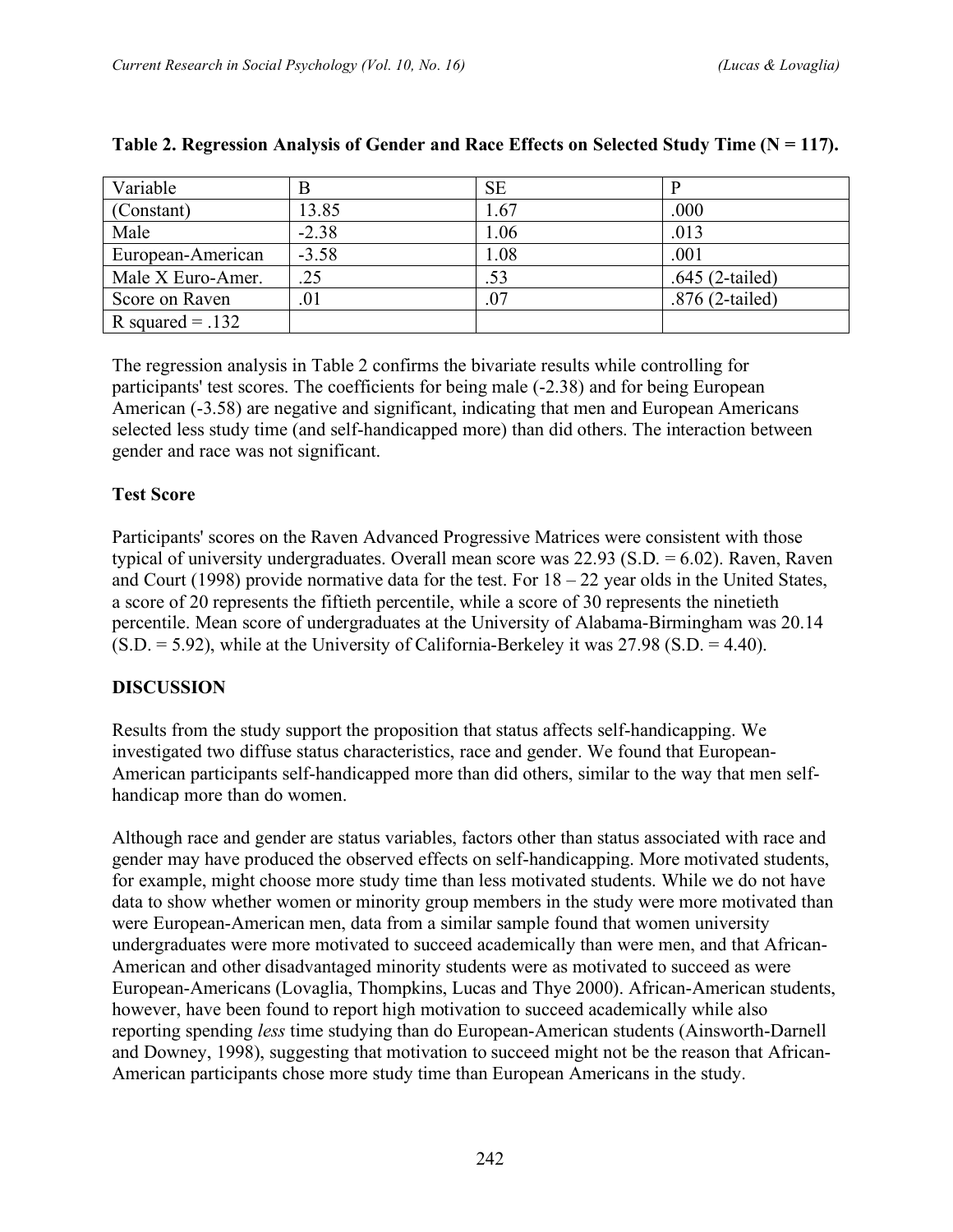**Table 2. Regression Analysis of Gender and Race Effects on Selected Study Time (N = 117).**

| Variable | B | SE | P |
|---|---|---|---|
| (Constant) | 13.85 | 1.67 | .000 |
| Male | -2.38 | 1.06 | .013 |
| European-American | -3.58 | 1.08 | .001 |
| Male X Euro-Amer. | .25 | .53 | .645 (2-tailed) |
| Score on Raven | .01 | .07 | .876 (2-tailed) |
| R squared = .132 | | | |

The regression analysis in Table 2 confirms the bivariate results while controlling for participants' test scores. The coefficients for being male (-2.38) and for being European American (-3.58) are negative and significant, indicating that men and European Americans selected less study time (and self-handicapped more) than did others. The interaction between gender and race was not significant.

### Test Score

Participants' scores on the Raven Advanced Progressive Matrices were consistent with those typical of university undergraduates. Overall mean score was 22.93 (S.D. = 6.02). Raven, Raven and Court (1998) provide normative data for the test. For 18 – 22 year olds in the United States, a score of 20 represents the fiftieth percentile, while a score of 30 represents the ninetieth percentile. Mean score of undergraduates at the University of Alabama-Birmingham was 20.14 (S.D. = 5.92), while at the University of California-Berkeley it was 27.98 (S.D. = 4.40).

## DISCUSSION

Results from the study support the proposition that status affects self-handicapping. We investigated two diffuse status characteristics, race and gender. We found that European-American participants self-handicapped more than did others, similar to the way that men self-handicap more than do women.

Although race and gender are status variables, factors other than status associated with race and gender may have produced the observed effects on self-handicapping. More motivated students, for example, might choose more study time than less motivated students. While we do not have data to show whether women or minority group members in the study were more motivated than were European-American men, data from a similar sample found that women university undergraduates were more motivated to succeed academically than were men, and that African-American and other disadvantaged minority students were as motivated to succeed as were European-Americans (Lovaglia, Thompkins, Lucas and Thye 2000). African-American students, however, have been found to report high motivation to succeed academically while also reporting spending *less* time studying than do European-American students (Ainsworth-Darnell and Downey, 1998), suggesting that motivation to succeed might not be the reason that African-American participants chose more study time than European Americans in the study.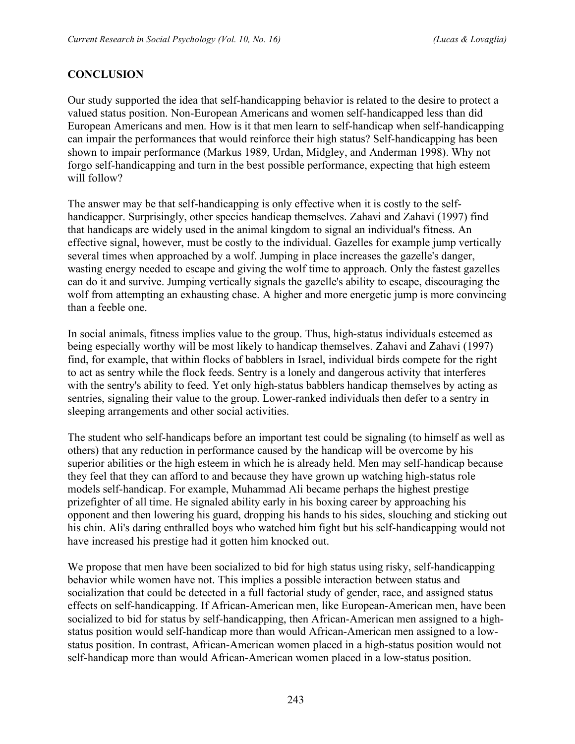## CONCLUSION

Our study supported the idea that self-handicapping behavior is related to the desire to protect a valued status position. Non-European Americans and women self-handicapped less than did European Americans and men. How is it that men learn to self-handicap when self-handicapping can impair the performances that would reinforce their high status? Self-handicapping has been shown to impair performance (Markus 1989, Urdan, Midgley, and Anderman 1998). Why not forgo self-handicapping and turn in the best possible performance, expecting that high esteem will follow?

The answer may be that self-handicapping is only effective when it is costly to the self-handicapper. Surprisingly, other species handicap themselves. Zahavi and Zahavi (1997) find that handicaps are widely used in the animal kingdom to signal an individual's fitness. An effective signal, however, must be costly to the individual. Gazelles for example jump vertically several times when approached by a wolf. Jumping in place increases the gazelle's danger, wasting energy needed to escape and giving the wolf time to approach. Only the fastest gazelles can do it and survive. Jumping vertically signals the gazelle's ability to escape, discouraging the wolf from attempting an exhausting chase. A higher and more energetic jump is more convincing than a feeble one.

In social animals, fitness implies value to the group. Thus, high-status individuals esteemed as being especially worthy will be most likely to handicap themselves. Zahavi and Zahavi (1997) find, for example, that within flocks of babblers in Israel, individual birds compete for the right to act as sentry while the flock feeds. Sentry is a lonely and dangerous activity that interferes with the sentry's ability to feed. Yet only high-status babblers handicap themselves by acting as sentries, signaling their value to the group. Lower-ranked individuals then defer to a sentry in sleeping arrangements and other social activities.

The student who self-handicaps before an important test could be signaling (to himself as well as others) that any reduction in performance caused by the handicap will be overcome by his superior abilities or the high esteem in which he is already held. Men may self-handicap because they feel that they can afford to and because they have grown up watching high-status role models self-handicap. For example, Muhammad Ali became perhaps the highest prestige prizefighter of all time. He signaled ability early in his boxing career by approaching his opponent and then lowering his guard, dropping his hands to his sides, slouching and sticking out his chin. Ali's daring enthralled boys who watched him fight but his self-handicapping would not have increased his prestige had it gotten him knocked out.

We propose that men have been socialized to bid for high status using risky, self-handicapping behavior while women have not. This implies a possible interaction between status and socialization that could be detected in a full factorial study of gender, race, and assigned status effects on self-handicapping. If African-American men, like European-American men, have been socialized to bid for status by self-handicapping, then African-American men assigned to a high-status position would self-handicap more than would African-American men assigned to a low-status position. In contrast, African-American women placed in a high-status position would not self-handicap more than would African-American women placed in a low-status position.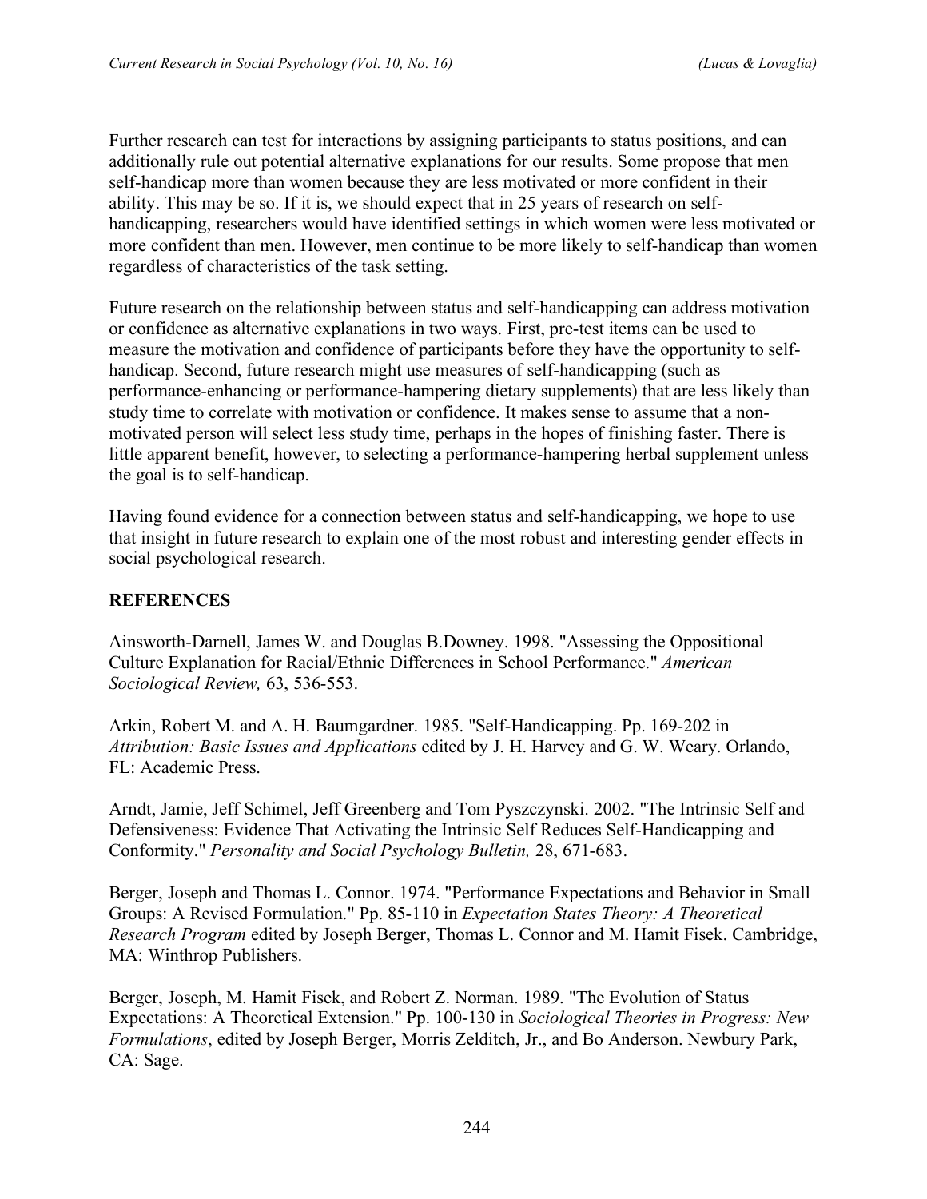Further research can test for interactions by assigning participants to status positions, and can additionally rule out potential alternative explanations for our results. Some propose that men self-handicap more than women because they are less motivated or more confident in their ability. This may be so. If it is, we should expect that in 25 years of research on self-handicapping, researchers would have identified settings in which women were less motivated or more confident than men. However, men continue to be more likely to self-handicap than women regardless of characteristics of the task setting.

Future research on the relationship between status and self-handicapping can address motivation or confidence as alternative explanations in two ways. First, pre-test items can be used to measure the motivation and confidence of participants before they have the opportunity to self-handicap. Second, future research might use measures of self-handicapping (such as performance-enhancing or performance-hampering dietary supplements) that are less likely than study time to correlate with motivation or confidence. It makes sense to assume that a non-motivated person will select less study time, perhaps in the hopes of finishing faster. There is little apparent benefit, however, to selecting a performance-hampering herbal supplement unless the goal is to self-handicap.

Having found evidence for a connection between status and self-handicapping, we hope to use that insight in future research to explain one of the most robust and interesting gender effects in social psychological research.

## REFERENCES

Ainsworth-Darnell, James W. and Douglas B.Downey. 1998. "Assessing the Oppositional Culture Explanation for Racial/Ethnic Differences in School Performance." *American Sociological Review,* 63, 536-553.

Arkin, Robert M. and A. H. Baumgardner. 1985. "Self-Handicapping. Pp. 169-202 in *Attribution: Basic Issues and Applications* edited by J. H. Harvey and G. W. Weary. Orlando, FL: Academic Press.

Arndt, Jamie, Jeff Schimel, Jeff Greenberg and Tom Pyszczynski. 2002. "The Intrinsic Self and Defensiveness: Evidence That Activating the Intrinsic Self Reduces Self-Handicapping and Conformity." *Personality and Social Psychology Bulletin,* 28, 671-683.

Berger, Joseph and Thomas L. Connor. 1974. "Performance Expectations and Behavior in Small Groups: A Revised Formulation." Pp. 85-110 in *Expectation States Theory: A Theoretical Research Program* edited by Joseph Berger, Thomas L. Connor and M. Hamit Fisek. Cambridge, MA: Winthrop Publishers.

Berger, Joseph, M. Hamit Fisek, and Robert Z. Norman. 1989. "The Evolution of Status Expectations: A Theoretical Extension." Pp. 100-130 in *Sociological Theories in Progress: New Formulations*, edited by Joseph Berger, Morris Zelditch, Jr., and Bo Anderson. Newbury Park, CA: Sage.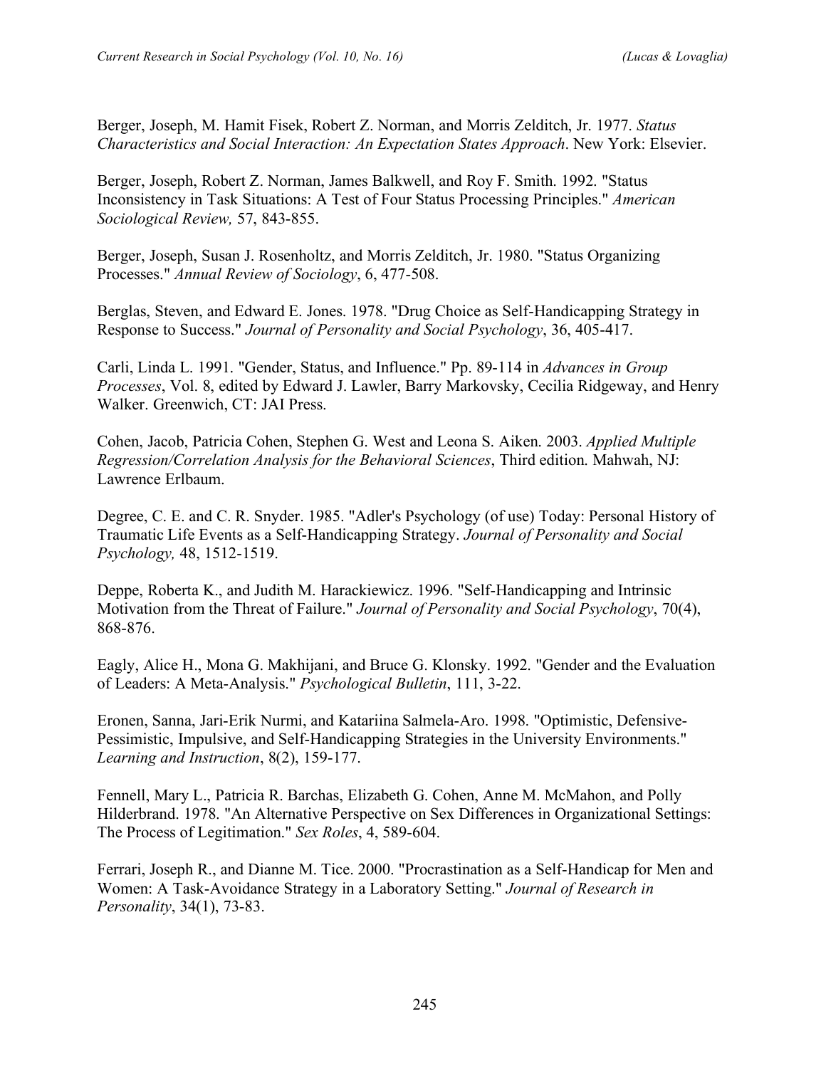Berger, Joseph, M. Hamit Fisek, Robert Z. Norman, and Morris Zelditch, Jr. 1977. *Status Characteristics and Social Interaction: An Expectation States Approach*. New York: Elsevier.

Berger, Joseph, Robert Z. Norman, James Balkwell, and Roy F. Smith. 1992. "Status Inconsistency in Task Situations: A Test of Four Status Processing Principles." *American Sociological Review,* 57, 843-855.

Berger, Joseph, Susan J. Rosenholtz, and Morris Zelditch, Jr. 1980. "Status Organizing Processes." *Annual Review of Sociology*, 6, 477-508.

Berglas, Steven, and Edward E. Jones. 1978. "Drug Choice as Self-Handicapping Strategy in Response to Success." *Journal of Personality and Social Psychology*, 36, 405-417.

Carli, Linda L. 1991. "Gender, Status, and Influence." Pp. 89-114 in *Advances in Group Processes*, Vol. 8, edited by Edward J. Lawler, Barry Markovsky, Cecilia Ridgeway, and Henry Walker. Greenwich, CT: JAI Press.

Cohen, Jacob, Patricia Cohen, Stephen G. West and Leona S. Aiken. 2003. *Applied Multiple Regression/Correlation Analysis for the Behavioral Sciences*, Third edition. Mahwah, NJ: Lawrence Erlbaum.

Degree, C. E. and C. R. Snyder. 1985. "Adler's Psychology (of use) Today: Personal History of Traumatic Life Events as a Self-Handicapping Strategy. *Journal of Personality and Social Psychology,* 48, 1512-1519.

Deppe, Roberta K., and Judith M. Harackiewicz. 1996. "Self-Handicapping and Intrinsic Motivation from the Threat of Failure." *Journal of Personality and Social Psychology*, 70(4), 868-876.

Eagly, Alice H., Mona G. Makhijani, and Bruce G. Klonsky. 1992. "Gender and the Evaluation of Leaders: A Meta-Analysis." *Psychological Bulletin*, 111, 3-22.

Eronen, Sanna, Jari-Erik Nurmi, and Katariina Salmela-Aro. 1998. "Optimistic, Defensive-Pessimistic, Impulsive, and Self-Handicapping Strategies in the University Environments." *Learning and Instruction*, 8(2), 159-177.

Fennell, Mary L., Patricia R. Barchas, Elizabeth G. Cohen, Anne M. McMahon, and Polly Hilderbrand. 1978. "An Alternative Perspective on Sex Differences in Organizational Settings: The Process of Legitimation." *Sex Roles*, 4, 589-604.

Ferrari, Joseph R., and Dianne M. Tice. 2000. "Procrastination as a Self-Handicap for Men and Women: A Task-Avoidance Strategy in a Laboratory Setting." *Journal of Research in Personality*, 34(1), 73-83.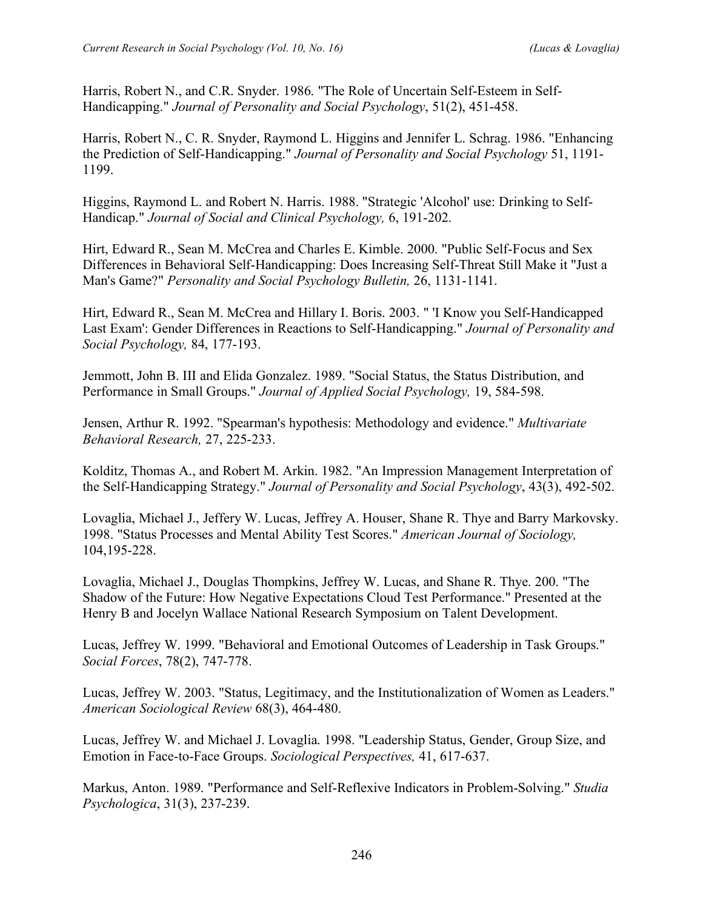Harris, Robert N., and C.R. Snyder. 1986. "The Role of Uncertain Self-Esteem in Self-Handicapping." *Journal of Personality and Social Psychology*, 51(2), 451-458.

Harris, Robert N., C. R. Snyder, Raymond L. Higgins and Jennifer L. Schrag. 1986. "Enhancing the Prediction of Self-Handicapping." *Journal of Personality and Social Psychology* 51, 1191-1199.

Higgins, Raymond L. and Robert N. Harris. 1988. "Strategic 'Alcohol' use: Drinking to Self-Handicap." *Journal of Social and Clinical Psychology,* 6, 191-202.

Hirt, Edward R., Sean M. McCrea and Charles E. Kimble. 2000. "Public Self-Focus and Sex Differences in Behavioral Self-Handicapping: Does Increasing Self-Threat Still Make it "Just a Man's Game?" *Personality and Social Psychology Bulletin,* 26, 1131-1141.

Hirt, Edward R., Sean M. McCrea and Hillary I. Boris. 2003. " 'I Know you Self-Handicapped Last Exam': Gender Differences in Reactions to Self-Handicapping." *Journal of Personality and Social Psychology,* 84, 177-193.

Jemmott, John B. III and Elida Gonzalez. 1989. "Social Status, the Status Distribution, and Performance in Small Groups." *Journal of Applied Social Psychology,* 19, 584-598.

Jensen, Arthur R. 1992. "Spearman's hypothesis: Methodology and evidence." *Multivariate Behavioral Research,* 27, 225-233.

Kolditz, Thomas A., and Robert M. Arkin. 1982. "An Impression Management Interpretation of the Self-Handicapping Strategy." *Journal of Personality and Social Psychology*, 43(3), 492-502.

Lovaglia, Michael J., Jeffery W. Lucas, Jeffrey A. Houser, Shane R. Thye and Barry Markovsky. 1998. "Status Processes and Mental Ability Test Scores." *American Journal of Sociology,* 104,195-228.

Lovaglia, Michael J., Douglas Thompkins, Jeffrey W. Lucas, and Shane R. Thye. 200. "The Shadow of the Future: How Negative Expectations Cloud Test Performance." Presented at the Henry B and Jocelyn Wallace National Research Symposium on Talent Development.

Lucas, Jeffrey W. 1999. "Behavioral and Emotional Outcomes of Leadership in Task Groups." *Social Forces*, 78(2), 747-778.

Lucas, Jeffrey W. 2003. "Status, Legitimacy, and the Institutionalization of Women as Leaders." *American Sociological Review* 68(3), 464-480.

Lucas, Jeffrey W. and Michael J. Lovaglia. 1998. "Leadership Status, Gender, Group Size, and Emotion in Face-to-Face Groups. *Sociological Perspectives,* 41, 617-637.

Markus, Anton. 1989. "Performance and Self-Reflexive Indicators in Problem-Solving." *Studia Psychologica*, 31(3), 237-239.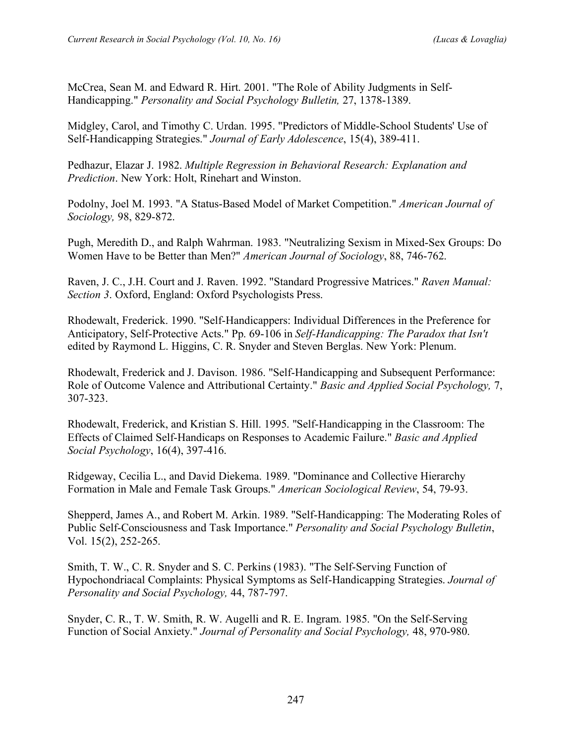McCrea, Sean M. and Edward R. Hirt. 2001. "The Role of Ability Judgments in Self-Handicapping." *Personality and Social Psychology Bulletin,* 27, 1378-1389.

Midgley, Carol, and Timothy C. Urdan. 1995. "Predictors of Middle-School Students' Use of Self-Handicapping Strategies." *Journal of Early Adolescence*, 15(4), 389-411.

Pedhazur, Elazar J. 1982. *Multiple Regression in Behavioral Research: Explanation and Prediction*. New York: Holt, Rinehart and Winston.

Podolny, Joel M. 1993. "A Status-Based Model of Market Competition." *American Journal of Sociology,* 98, 829-872.

Pugh, Meredith D., and Ralph Wahrman. 1983. "Neutralizing Sexism in Mixed-Sex Groups: Do Women Have to be Better than Men?" *American Journal of Sociology*, 88, 746-762.

Raven, J. C., J.H. Court and J. Raven. 1992. "Standard Progressive Matrices." *Raven Manual: Section 3*. Oxford, England: Oxford Psychologists Press.

Rhodewalt, Frederick. 1990. "Self-Handicappers: Individual Differences in the Preference for Anticipatory, Self-Protective Acts." Pp. 69-106 in *Self-Handicapping: The Paradox that Isn't* edited by Raymond L. Higgins, C. R. Snyder and Steven Berglas. New York: Plenum.

Rhodewalt, Frederick and J. Davison. 1986. "Self-Handicapping and Subsequent Performance: Role of Outcome Valence and Attributional Certainty." *Basic and Applied Social Psychology,* 7, 307-323.

Rhodewalt, Frederick, and Kristian S. Hill. 1995. "Self-Handicapping in the Classroom: The Effects of Claimed Self-Handicaps on Responses to Academic Failure." *Basic and Applied Social Psychology*, 16(4), 397-416.

Ridgeway, Cecilia L., and David Diekema. 1989. "Dominance and Collective Hierarchy Formation in Male and Female Task Groups." *American Sociological Review*, 54, 79-93.

Shepperd, James A., and Robert M. Arkin. 1989. "Self-Handicapping: The Moderating Roles of Public Self-Consciousness and Task Importance." *Personality and Social Psychology Bulletin*, Vol. 15(2), 252-265.

Smith, T. W., C. R. Snyder and S. C. Perkins (1983). "The Self-Serving Function of Hypochondriacal Complaints: Physical Symptoms as Self-Handicapping Strategies. *Journal of Personality and Social Psychology,* 44, 787-797.

Snyder, C. R., T. W. Smith, R. W. Augelli and R. E. Ingram. 1985. "On the Self-Serving Function of Social Anxiety." *Journal of Personality and Social Psychology,* 48, 970-980.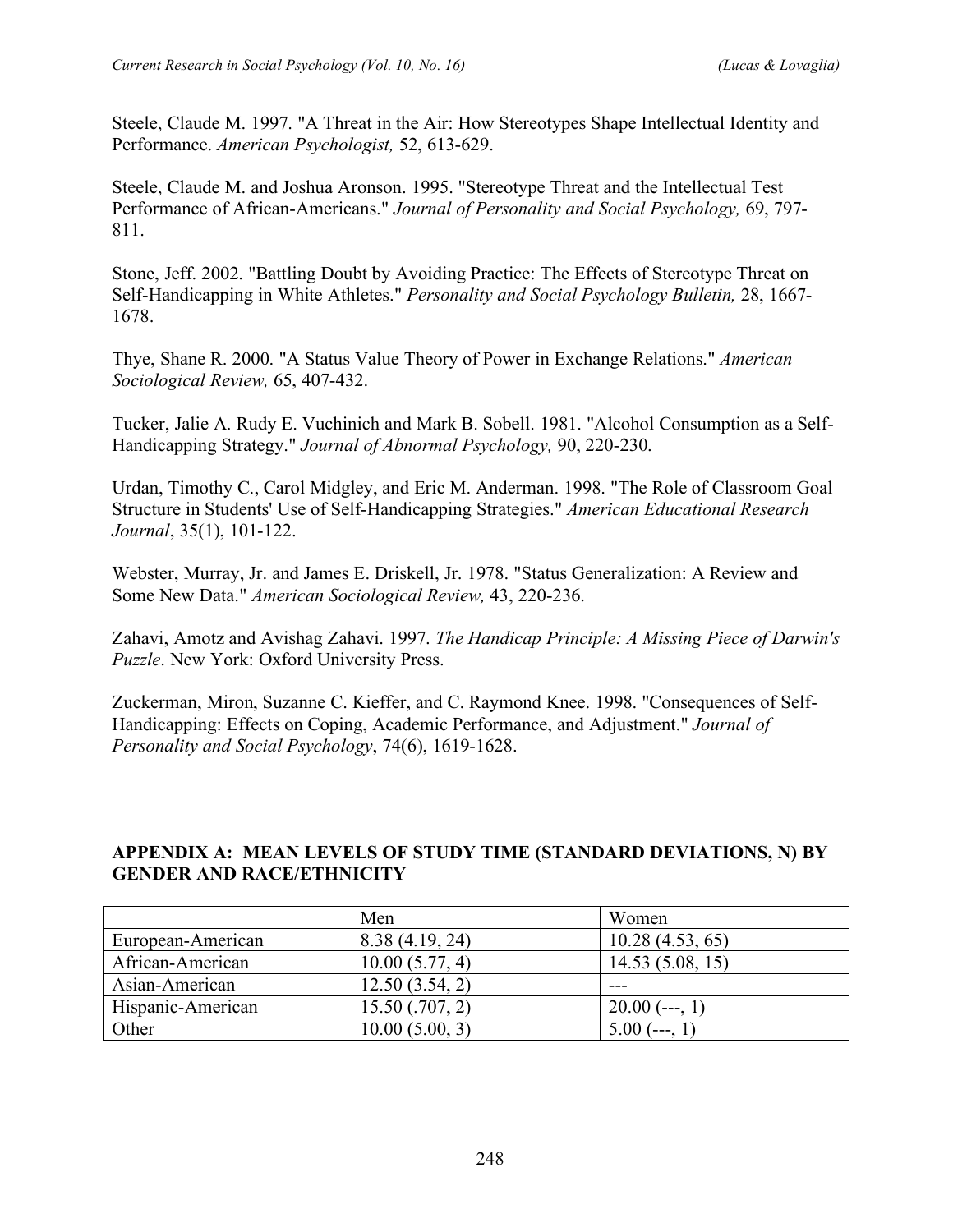Steele, Claude M. 1997. "A Threat in the Air: How Stereotypes Shape Intellectual Identity and Performance. *American Psychologist,* 52, 613-629.

Steele, Claude M. and Joshua Aronson. 1995. "Stereotype Threat and the Intellectual Test Performance of African-Americans." *Journal of Personality and Social Psychology,* 69, 797-811.

Stone, Jeff. 2002. "Battling Doubt by Avoiding Practice: The Effects of Stereotype Threat on Self-Handicapping in White Athletes." *Personality and Social Psychology Bulletin,* 28, 1667-1678.

Thye, Shane R. 2000. "A Status Value Theory of Power in Exchange Relations." *American Sociological Review,* 65, 407-432.

Tucker, Jalie A. Rudy E. Vuchinich and Mark B. Sobell. 1981. "Alcohol Consumption as a Self-Handicapping Strategy." *Journal of Abnormal Psychology,* 90, 220-230.

Urdan, Timothy C., Carol Midgley, and Eric M. Anderman. 1998. "The Role of Classroom Goal Structure in Students' Use of Self-Handicapping Strategies." *American Educational Research Journal*, 35(1), 101-122.

Webster, Murray, Jr. and James E. Driskell, Jr. 1978. "Status Generalization: A Review and Some New Data." *American Sociological Review,* 43, 220-236.

Zahavi, Amotz and Avishag Zahavi. 1997. *The Handicap Principle: A Missing Piece of Darwin's Puzzle*. New York: Oxford University Press.

Zuckerman, Miron, Suzanne C. Kieffer, and C. Raymond Knee. 1998. "Consequences of Self-Handicapping: Effects on Coping, Academic Performance, and Adjustment." *Journal of Personality and Social Psychology*, 74(6), 1619-1628.

## APPENDIX A: MEAN LEVELS OF STUDY TIME (STANDARD DEVIATIONS, N) BY GENDER AND RACE/ETHNICITY

| | Men | Women |
|---|---|---|
| European-American | 8.38 (4.19, 24) | 10.28 (4.53, 65) |
| African-American | 10.00 (5.77, 4) | 14.53 (5.08, 15) |
| Asian-American | 12.50 (3.54, 2) | --- |
| Hispanic-American | 15.50 (.707, 2) | 20.00 (---, 1) |
| Other | 10.00 (5.00, 3) | 5.00 (---, 1) |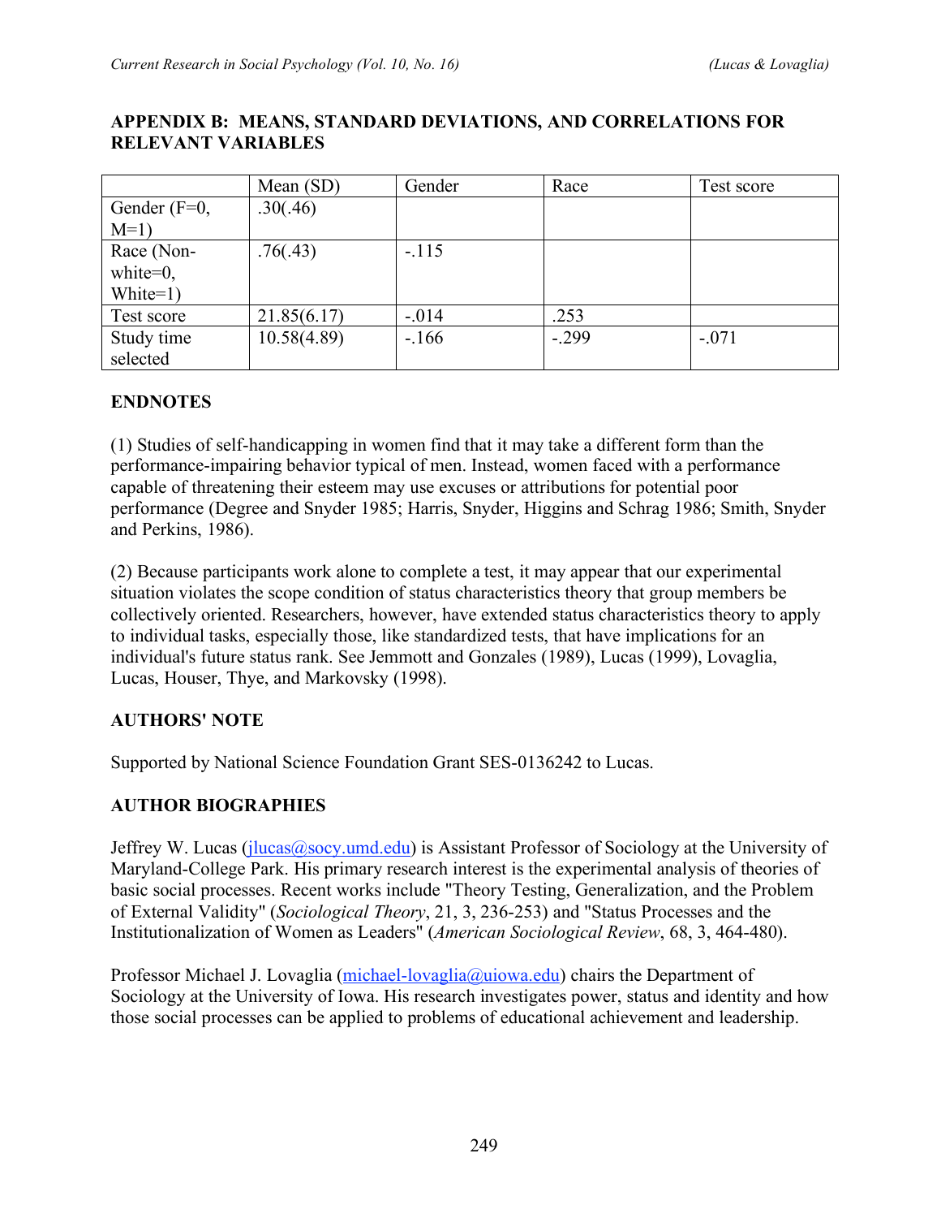## APPENDIX B: MEANS, STANDARD DEVIATIONS, AND CORRELATIONS FOR RELEVANT VARIABLES

| | Mean (SD) | Gender | Race | Test score |
|---|---|---|---|---|
| Gender (F=0, M=1) | .30(.46) | | | |
| Race (Non-white=0, White=1) | .76(.43) | -.115 | | |
| Test score | 21.85(6.17) | -.014 | .253 | |
| Study time selected | 10.58(4.89) | -.166 | -.299 | -.071 |

## ENDNOTES

(1) Studies of self-handicapping in women find that it may take a different form than the performance-impairing behavior typical of men. Instead, women faced with a performance capable of threatening their esteem may use excuses or attributions for potential poor performance (Degree and Snyder 1985; Harris, Snyder, Higgins and Schrag 1986; Smith, Snyder and Perkins, 1986).

(2) Because participants work alone to complete a test, it may appear that our experimental situation violates the scope condition of status characteristics theory that group members be collectively oriented. Researchers, however, have extended status characteristics theory to apply to individual tasks, especially those, like standardized tests, that have implications for an individual's future status rank. See Jemmott and Gonzales (1989), Lucas (1999), Lovaglia, Lucas, Houser, Thye, and Markovsky (1998).

## AUTHORS' NOTE

Supported by National Science Foundation Grant SES-0136242 to Lucas.

## AUTHOR BIOGRAPHIES

Jeffrey W. Lucas (jlucas@socy.umd.edu) is Assistant Professor of Sociology at the University of Maryland-College Park. His primary research interest is the experimental analysis of theories of basic social processes. Recent works include "Theory Testing, Generalization, and the Problem of External Validity" (*Sociological Theory*, 21, 3, 236-253) and "Status Processes and the Institutionalization of Women as Leaders" (*American Sociological Review*, 68, 3, 464-480).

Professor Michael J. Lovaglia (michael-lovaglia@uiowa.edu) chairs the Department of Sociology at the University of Iowa. His research investigates power, status and identity and how those social processes can be applied to problems of educational achievement and leadership.